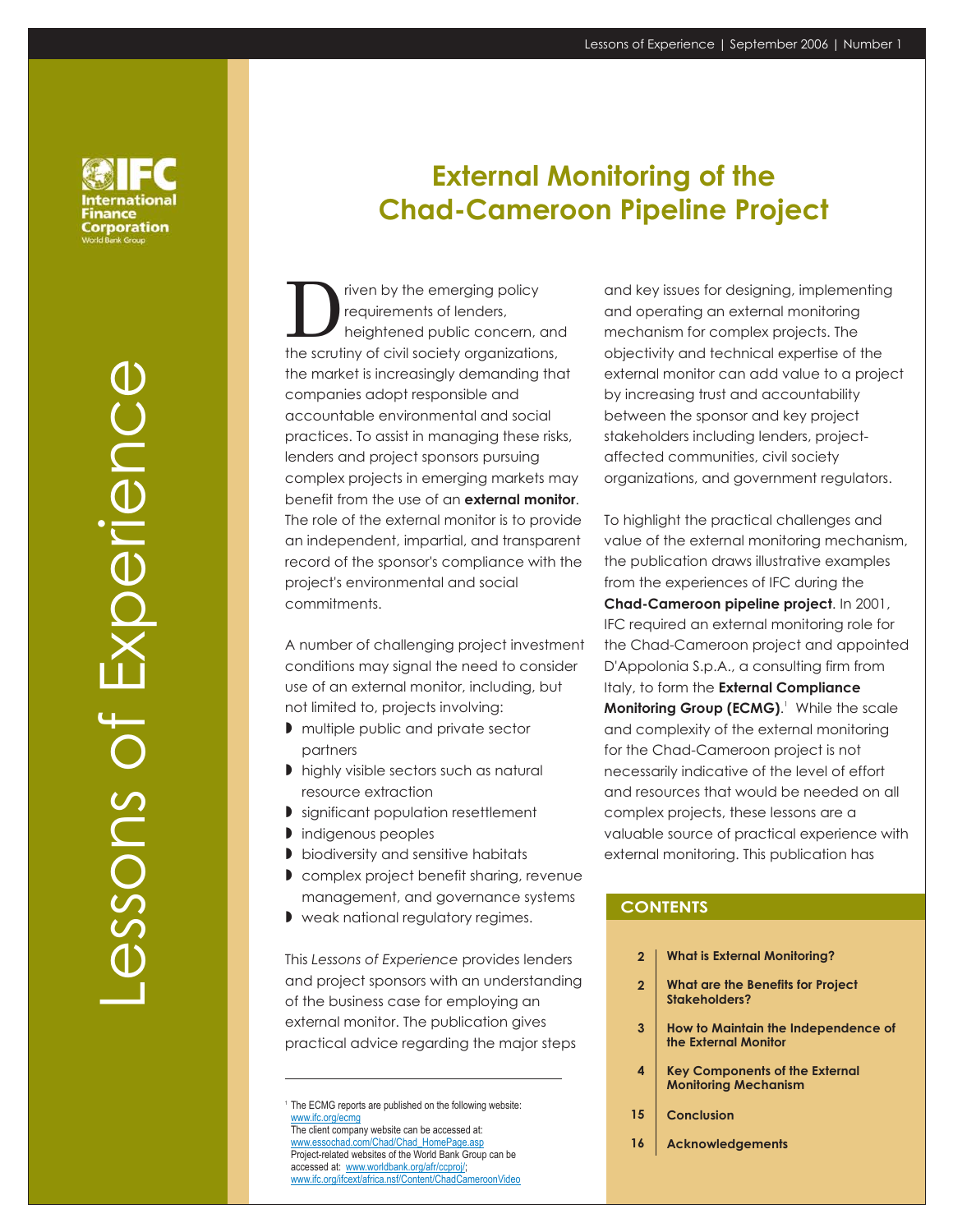# External Monitoring of the Chad-Cameroon Pipeline Project

Driven by the emerging policy requirements of lenders, heightened public concern, and the scrutiny of civil society organizations, the market is increasingly demanding that companies adopt responsible and accountable environmental and social practices. To assist in managing these risks, lenders and project sponsors pursuing complex projects in emerging markets may benefit from the use of an **external monitor**. The role of the external monitor is to provide an independent, impartial, and transparent record of the sponsor's compliance with the project's environmental and social commitments.

A number of challenging project investment conditions may signal the need to consider use of an external monitor, including, but not limited to, projects involving:

- multiple public and private sector partners
- highly visible sectors such as natural resource extraction
- significant population resettlement
- indigenous peoples
- biodiversity and sensitive habitats
- complex project benefit sharing, revenue management, and governance systems
- weak national regulatory regimes.

This *Lessons of Experience* provides lenders and project sponsors with an understanding of the business case for employing an external monitor. The publication gives practical advice regarding the major steps and key issues for designing, implementing and operating an external monitoring mechanism for complex projects. The objectivity and technical expertise of the external monitor can add value to a project by increasing trust and accountability between the sponsor and key project stakeholders including lenders, project-affected communities, civil society organizations, and government regulators.

To highlight the practical challenges and value of the external monitoring mechanism, the publication draws illustrative examples from the experiences of IFC during the **Chad-Cameroon pipeline project**. In 2001, IFC required an external monitoring role for the Chad-Cameroon project and appointed D'Appolonia S.p.A., a consulting firm from Italy, to form the **External Compliance Monitoring Group (ECMG)**.[1] While the scale and complexity of the external monitoring for the Chad-Cameroon project is not necessarily indicative of the level of effort and resources that would be needed on all complex projects, these lessons are a valuable source of practical experience with external monitoring. This publication has

## CONTENTS

| | |
|---|---|
| 2 | What is External Monitoring? |
| 2 | What are the Benefits for Project Stakeholders? |
| 3 | How to Maintain the Independence of the External Monitor |
| 4 | Key Components of the External Monitoring Mechanism |
| 15 | Conclusion |
| 16 | Acknowledgements |

[1] The ECMG reports are published on the following website: www.ifc.org/ecmg
The client company website can be accessed at: www.essochad.com/Chad/Chad_HomePage.asp
Project-related websites of the World Bank Group can be accessed at: www.worldbank.org/afr/ccproj/; www.ifc.org/ifcext/africa.nsf/Content/ChadCameroonVideo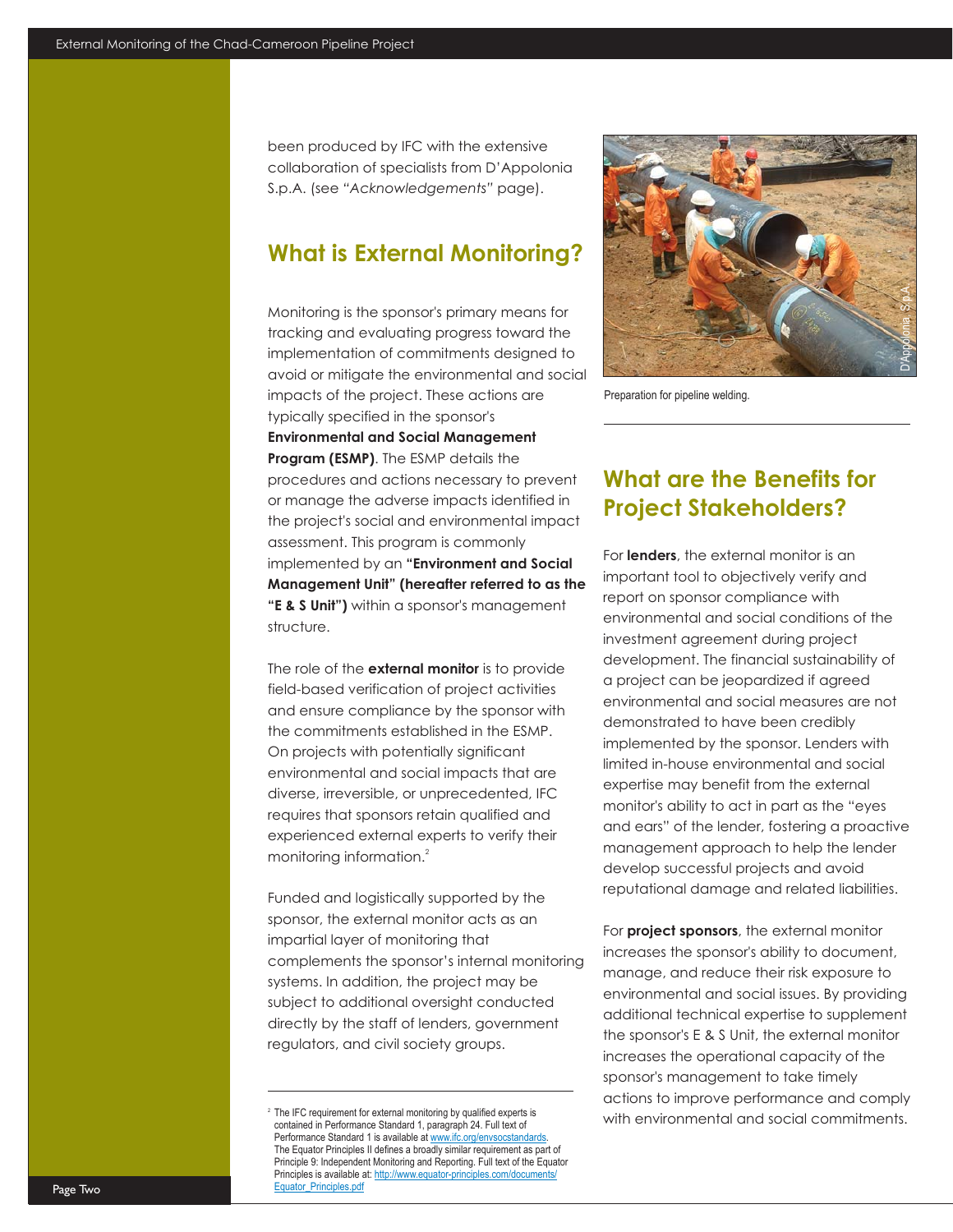been produced by IFC with the extensive collaboration of specialists from D'Appolonia S.p.A. (see "*Acknowledgements*" page).

## What is External Monitoring?

Monitoring is the sponsor's primary means for tracking and evaluating progress toward the implementation of commitments designed to avoid or mitigate the environmental and social impacts of the project. These actions are typically specified in the sponsor's **Environmental and Social Management Program (ESMP)**. The ESMP details the procedures and actions necessary to prevent or manage the adverse impacts identified in the project's social and environmental impact assessment. This program is commonly implemented by an **"Environment and Social Management Unit" (hereafter referred to as the "E & S Unit")** within a sponsor's management structure.

The role of the **external monitor** is to provide field-based verification of project activities and ensure compliance by the sponsor with the commitments established in the ESMP. On projects with potentially significant environmental and social impacts that are diverse, irreversible, or unprecedented, IFC requires that sponsors retain qualified and experienced external experts to verify their monitoring information.[2]

Funded and logistically supported by the sponsor, the external monitor acts as an impartial layer of monitoring that complements the sponsor's internal monitoring systems. In addition, the project may be subject to additional oversight conducted directly by the staff of lenders, government regulators, and civil society groups.

[2] The IFC requirement for external monitoring by qualified experts is contained in Performance Standard 1, paragraph 24. Full text of Performance Standard 1 is available at www.ifc.org/envsocstandards. The Equator Principles II defines a broadly similar requirement as part of Principle 9: Independent Monitoring and Reporting. Full text of the Equator Principles is available at: http://www.equator-principles.com/documents/Equator_Principles.pdf

Preparation for pipeline welding.

## What are the Benefits for Project Stakeholders?

For **lenders**, the external monitor is an important tool to objectively verify and report on sponsor compliance with environmental and social conditions of the investment agreement during project development. The financial sustainability of a project can be jeopardized if agreed environmental and social measures are not demonstrated to have been credibly implemented by the sponsor. Lenders with limited in-house environmental and social expertise may benefit from the external monitor's ability to act in part as the "eyes and ears" of the lender, fostering a proactive management approach to help the lender develop successful projects and avoid reputational damage and related liabilities.

For **project sponsors**, the external monitor increases the sponsor's ability to document, manage, and reduce their risk exposure to environmental and social issues. By providing additional technical expertise to supplement the sponsor's E & S Unit, the external monitor increases the operational capacity of the sponsor's management to take timely actions to improve performance and comply with environmental and social commitments.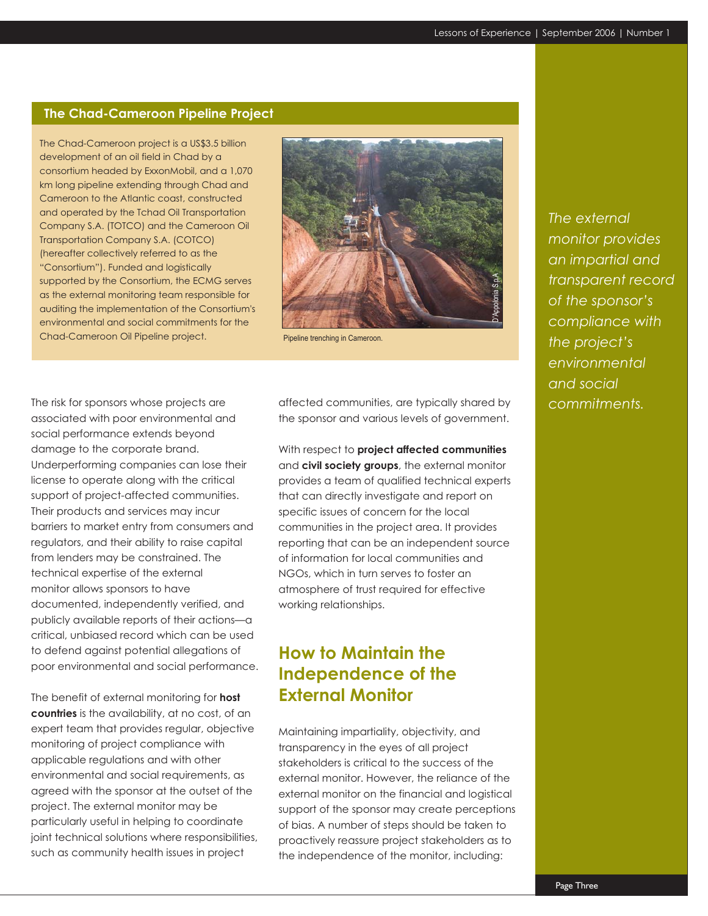## The Chad-Cameroon Pipeline Project

The Chad-Cameroon project is a US$3.5 billion development of an oil field in Chad by a consortium headed by ExxonMobil, and a 1,070 km long pipeline extending through Chad and Cameroon to the Atlantic coast, constructed and operated by the Tchad Oil Transportation Company S.A. (TOTCO) and the Cameroon Oil Transportation Company S.A. (COTCO) (hereafter collectively referred to as the "Consortium"). Funded and logistically supported by the Consortium, the ECMG serves as the external monitoring team responsible for auditing the implementation of the Consortium's environmental and social commitments for the Chad-Cameroon Oil Pipeline project.

D'Appolonia S.p.A

Pipeline trenching in Cameroon.

*The external monitor provides an impartial and transparent record of the sponsor's compliance with the project's environmental and social commitments.*

The risk for sponsors whose projects are associated with poor environmental and social performance extends beyond damage to the corporate brand. Underperforming companies can lose their license to operate along with the critical support of project-affected communities. Their products and services may incur barriers to market entry from consumers and regulators, and their ability to raise capital from lenders may be constrained. The technical expertise of the external monitor allows sponsors to have documented, independently verified, and publicly available reports of their actions—a critical, unbiased record which can be used to defend against potential allegations of poor environmental and social performance.

The benefit of external monitoring for **host countries** is the availability, at no cost, of an expert team that provides regular, objective monitoring of project compliance with applicable regulations and with other environmental and social requirements, as agreed with the sponsor at the outset of the project. The external monitor may be particularly useful in helping to coordinate joint technical solutions where responsibilities, such as community health issues in project affected communities, are typically shared by the sponsor and various levels of government.

With respect to **project affected communities** and **civil society groups**, the external monitor provides a team of qualified technical experts that can directly investigate and report on specific issues of concern for the local communities in the project area. It provides reporting that can be an independent source of information for local communities and NGOs, which in turn serves to foster an atmosphere of trust required for effective working relationships.

## How to Maintain the Independence of the External Monitor

Maintaining impartiality, objectivity, and transparency in the eyes of all project stakeholders is critical to the success of the external monitor. However, the reliance of the external monitor on the financial and logistical support of the sponsor may create perceptions of bias. A number of steps should be taken to proactively reassure project stakeholders as to the independence of the monitor, including: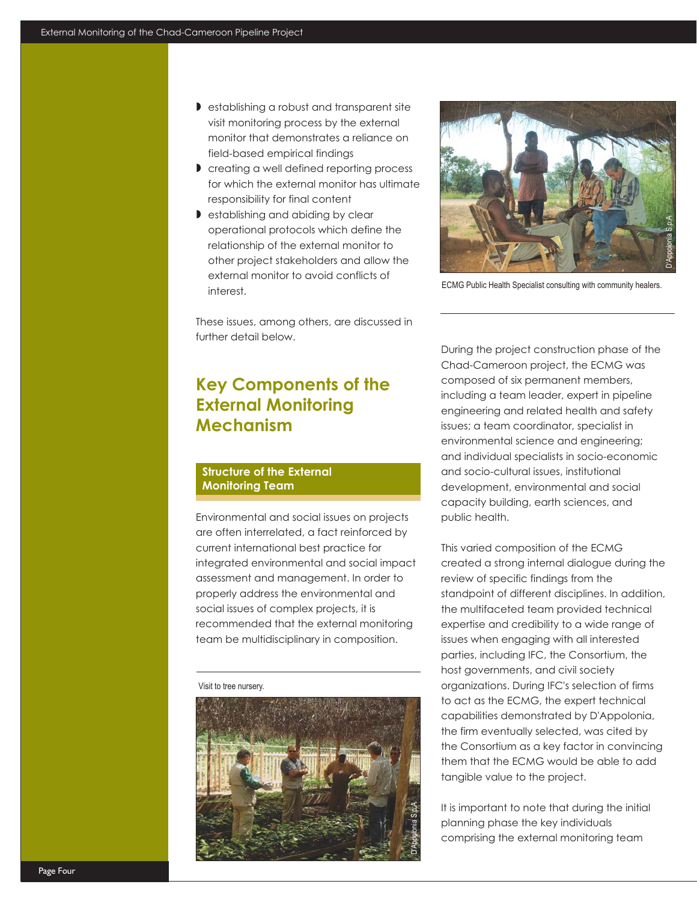- establishing a robust and transparent site visit monitoring process by the external monitor that demonstrates a reliance on field-based empirical findings
- creating a well defined reporting process for which the external monitor has ultimate responsibility for final content
- establishing and abiding by clear operational protocols which define the relationship of the external monitor to other project stakeholders and allow the external monitor to avoid conflicts of interest.

These issues, among others, are discussed in further detail below.

## Key Components of the External Monitoring Mechanism

### Structure of the External Monitoring Team

Environmental and social issues on projects are often interrelated, a fact reinforced by current international best practice for integrated environmental and social impact assessment and management. In order to properly address the environmental and social issues of complex projects, it is recommended that the external monitoring team be multidisciplinary in composition.

Visit to tree nursery.

ECMG Public Health Specialist consulting with community healers.

During the project construction phase of the Chad-Cameroon project, the ECMG was composed of six permanent members, including a team leader, expert in pipeline engineering and related health and safety issues; a team coordinator, specialist in environmental science and engineering; and individual specialists in socio-economic and socio-cultural issues, institutional development, environmental and social capacity building, earth sciences, and public health.

This varied composition of the ECMG created a strong internal dialogue during the review of specific findings from the standpoint of different disciplines. In addition, the multifaceted team provided technical expertise and credibility to a wide range of issues when engaging with all interested parties, including IFC, the Consortium, the host governments, and civil society organizations. During IFC's selection of firms to act as the ECMG, the expert technical capabilities demonstrated by D'Appolonia, the firm eventually selected, was cited by the Consortium as a key factor in convincing them that the ECMG would be able to add tangible value to the project.

It is important to note that during the initial planning phase the key individuals comprising the external monitoring team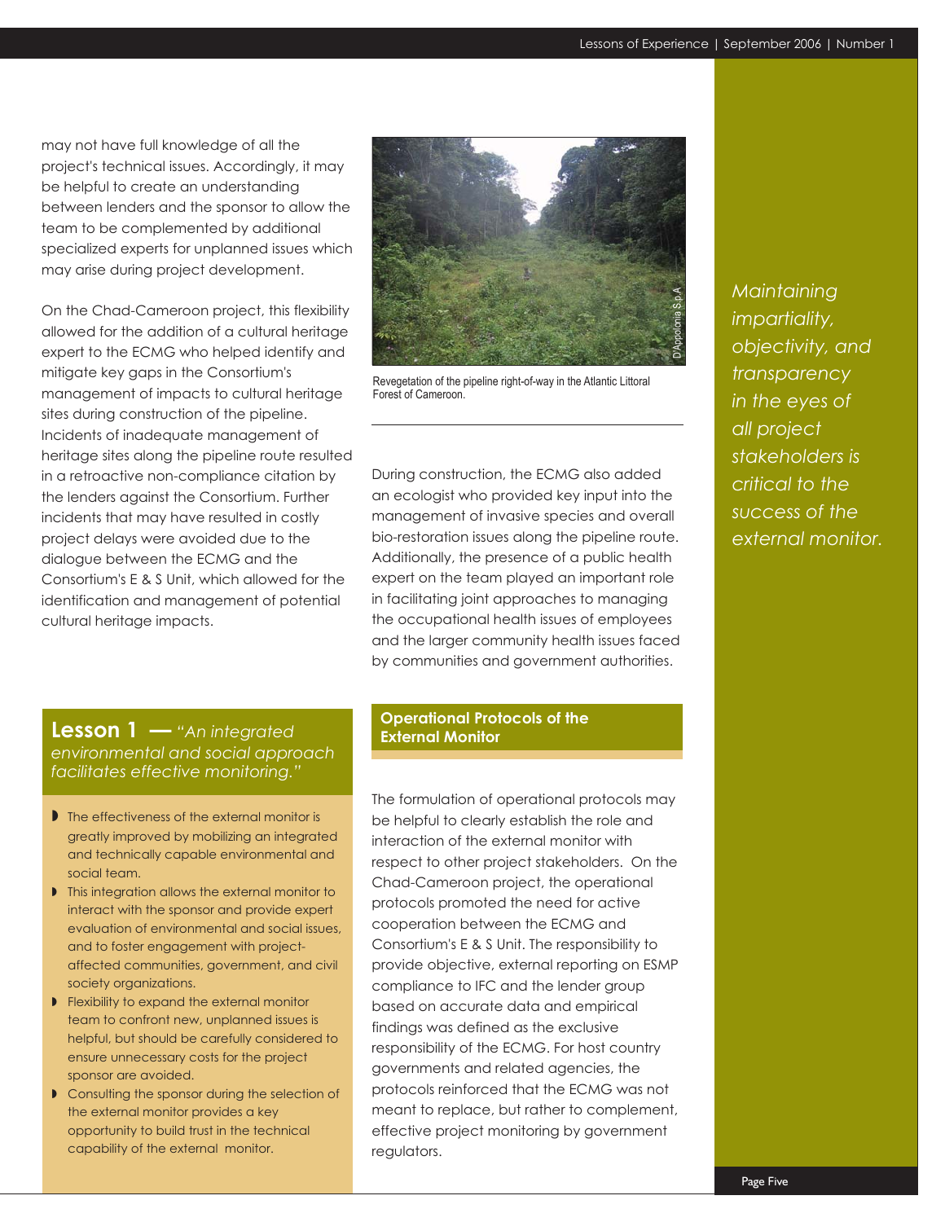may not have full knowledge of all the project's technical issues. Accordingly, it may be helpful to create an understanding between lenders and the sponsor to allow the team to be complemented by additional specialized experts for unplanned issues which may arise during project development.

On the Chad-Cameroon project, this flexibility allowed for the addition of a cultural heritage expert to the ECMG who helped identify and mitigate key gaps in the Consortium's management of impacts to cultural heritage sites during construction of the pipeline. Incidents of inadequate management of heritage sites along the pipeline route resulted in a retroactive non-compliance citation by the lenders against the Consortium. Further incidents that may have resulted in costly project delays were avoided due to the dialogue between the ECMG and the Consortium's E & S Unit, which allowed for the identification and management of potential cultural heritage impacts.

Revegetation of the pipeline right-of-way in the Atlantic Littoral Forest of Cameroon.

During construction, the ECMG also added an ecologist who provided key input into the management of invasive species and overall bio-restoration issues along the pipeline route. Additionally, the presence of a public health expert on the team played an important role in facilitating joint approaches to managing the occupational health issues of employees and the larger community health issues faced by communities and government authorities.

*Maintaining impartiality, objectivity, and transparency in the eyes of all project stakeholders is critical to the success of the external monitor.*

### Lesson 1 — *"An integrated environmental and social approach facilitates effective monitoring."*

- The effectiveness of the external monitor is greatly improved by mobilizing an integrated and technically capable environmental and social team.
- This integration allows the external monitor to interact with the sponsor and provide expert evaluation of environmental and social issues, and to foster engagement with project-affected communities, government, and civil society organizations.
- Flexibility to expand the external monitor team to confront new, unplanned issues is helpful, but should be carefully considered to ensure unnecessary costs for the project sponsor are avoided.
- Consulting the sponsor during the selection of the external monitor provides a key opportunity to build trust in the technical capability of the external monitor.

## Operational Protocols of the External Monitor

The formulation of operational protocols may be helpful to clearly establish the role and interaction of the external monitor with respect to other project stakeholders. On the Chad-Cameroon project, the operational protocols promoted the need for active cooperation between the ECMG and Consortium's E & S Unit. The responsibility to provide objective, external reporting on ESMP compliance to IFC and the lender group based on accurate data and empirical findings was defined as the exclusive responsibility of the ECMG. For host country governments and related agencies, the protocols reinforced that the ECMG was not meant to replace, but rather to complement, effective project monitoring by government regulators.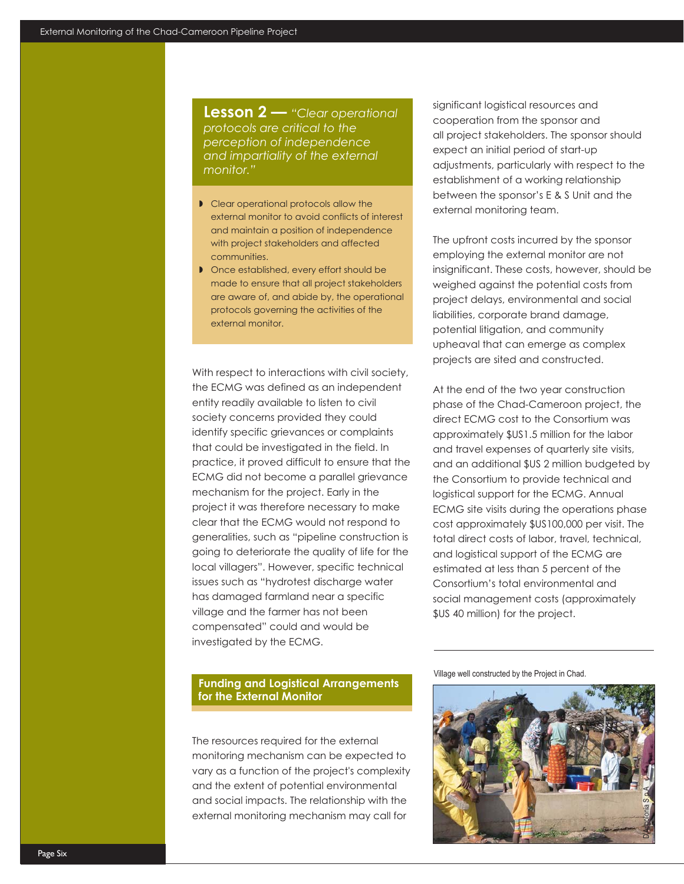**Lesson 2 —** *"Clear operational protocols are critical to the perception of independence and impartiality of the external monitor."*

- Clear operational protocols allow the external monitor to avoid conflicts of interest and maintain a position of independence with project stakeholders and affected communities.
- Once established, every effort should be made to ensure that all project stakeholders are aware of, and abide by, the operational protocols governing the activities of the external monitor.

With respect to interactions with civil society, the ECMG was defined as an independent entity readily available to listen to civil society concerns provided they could identify specific grievances or complaints that could be investigated in the field. In practice, it proved difficult to ensure that the ECMG did not become a parallel grievance mechanism for the project. Early in the project it was therefore necessary to make clear that the ECMG would not respond to generalities, such as "pipeline construction is going to deteriorate the quality of life for the local villagers". However, specific technical issues such as "hydrotest discharge water has damaged farmland near a specific village and the farmer has not been compensated" could and would be investigated by the ECMG.

## Funding and Logistical Arrangements for the External Monitor

The resources required for the external monitoring mechanism can be expected to vary as a function of the project's complexity and the extent of potential environmental and social impacts. The relationship with the external monitoring mechanism may call for significant logistical resources and cooperation from the sponsor and all project stakeholders. The sponsor should expect an initial period of start-up adjustments, particularly with respect to the establishment of a working relationship between the sponsor's E & S Unit and the external monitoring team.

The upfront costs incurred by the sponsor employing the external monitor are not insignificant. These costs, however, should be weighed against the potential costs from project delays, environmental and social liabilities, corporate brand damage, potential litigation, and community upheaval that can emerge as complex projects are sited and constructed.

At the end of the two year construction phase of the Chad-Cameroon project, the direct ECMG cost to the Consortium was approximately $US1.5 million for the labor and travel expenses of quarterly site visits, and an additional $US 2 million budgeted by the Consortium to provide technical and logistical support for the ECMG. Annual ECMG site visits during the operations phase cost approximately $US100,000 per visit. The total direct costs of labor, travel, technical, and logistical support of the ECMG are estimated at less than 5 percent of the Consortium's total environmental and social management costs (approximately $US 40 million) for the project.

Village well constructed by the Project in Chad.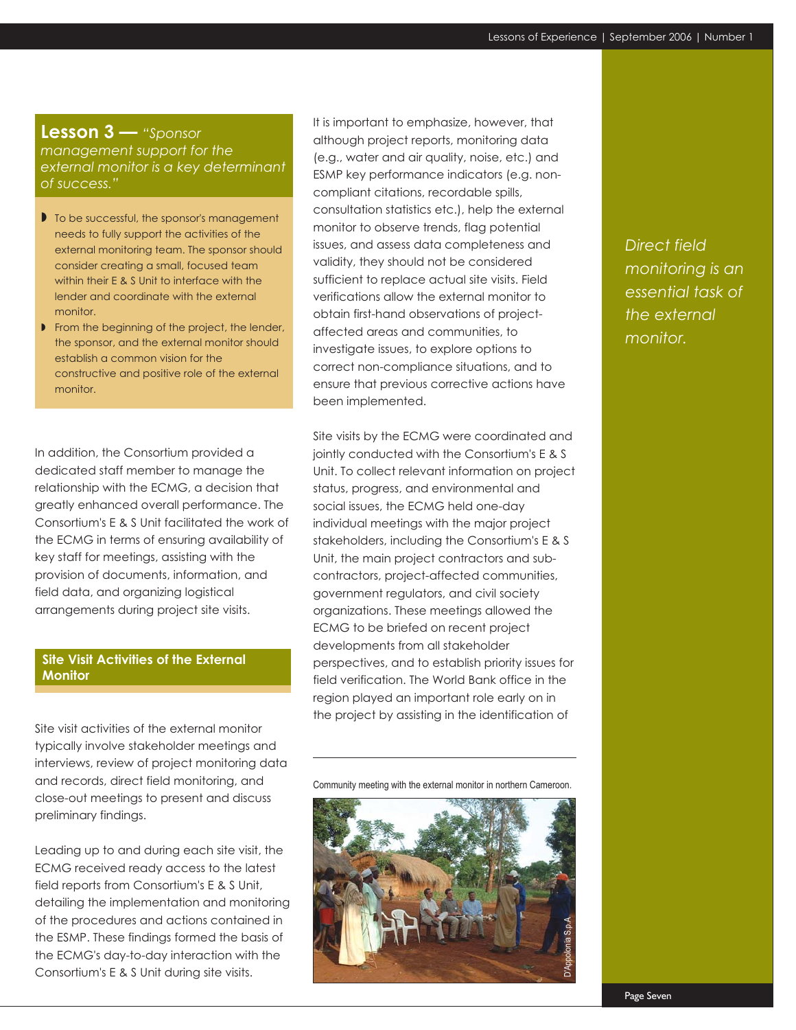**Lesson 3 —** *"Sponsor management support for the external monitor is a key determinant of success."*

- To be successful, the sponsor's management needs to fully support the activities of the external monitoring team. The sponsor should consider creating a small, focused team within their E & S Unit to interface with the lender and coordinate with the external monitor.
- From the beginning of the project, the lender, the sponsor, and the external monitor should establish a common vision for the constructive and positive role of the external monitor.

In addition, the Consortium provided a dedicated staff member to manage the relationship with the ECMG, a decision that greatly enhanced overall performance. The Consortium's E & S Unit facilitated the work of the ECMG in terms of ensuring availability of key staff for meetings, assisting with the provision of documents, information, and field data, and organizing logistical arrangements during project site visits.

## Site Visit Activities of the External Monitor

Site visit activities of the external monitor typically involve stakeholder meetings and interviews, review of project monitoring data and records, direct field monitoring, and close-out meetings to present and discuss preliminary findings.

Leading up to and during each site visit, the ECMG received ready access to the latest field reports from Consortium's E & S Unit, detailing the implementation and monitoring of the procedures and actions contained in the ESMP. These findings formed the basis of the ECMG's day-to-day interaction with the Consortium's E & S Unit during site visits.

It is important to emphasize, however, that although project reports, monitoring data (e.g., water and air quality, noise, etc.) and ESMP key performance indicators (e.g. non-compliant citations, recordable spills, consultation statistics etc.), help the external monitor to observe trends, flag potential issues, and assess data completeness and validity, they should not be considered sufficient to replace actual site visits. Field verifications allow the external monitor to obtain first-hand observations of project-affected areas and communities, to investigate issues, to explore options to correct non-compliance situations, and to ensure that previous corrective actions have been implemented.

Site visits by the ECMG were coordinated and jointly conducted with the Consortium's E & S Unit. To collect relevant information on project status, progress, and environmental and social issues, the ECMG held one-day individual meetings with the major project stakeholders, including the Consortium's E & S Unit, the main project contractors and sub-contractors, project-affected communities, government regulators, and civil society organizations. These meetings allowed the ECMG to be briefed on recent project developments from all stakeholder perspectives, and to establish priority issues for field verification. The World Bank office in the region played an important role early on in the project by assisting in the identification of

Community meeting with the external monitor in northern Cameroon.

*Direct field monitoring is an essential task of the external monitor.*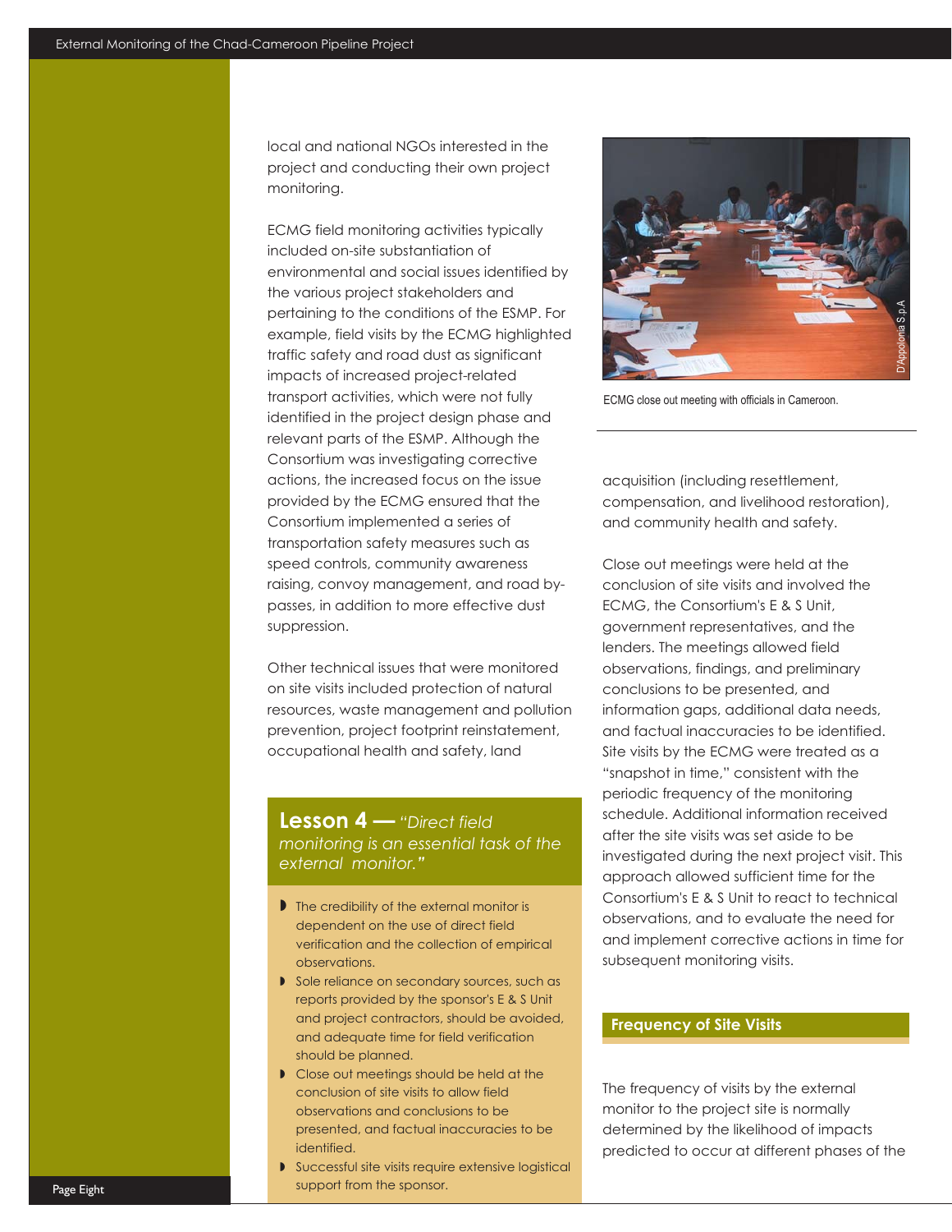local and national NGOs interested in the project and conducting their own project monitoring.

ECMG field monitoring activities typically included on-site substantiation of environmental and social issues identified by the various project stakeholders and pertaining to the conditions of the ESMP. For example, field visits by the ECMG highlighted traffic safety and road dust as significant impacts of increased project-related transport activities, which were not fully identified in the project design phase and relevant parts of the ESMP. Although the Consortium was investigating corrective actions, the increased focus on the issue provided by the ECMG ensured that the Consortium implemented a series of transportation safety measures such as speed controls, community awareness raising, convoy management, and road by-passes, in addition to more effective dust suppression.

Other technical issues that were monitored on site visits included protection of natural resources, waste management and pollution prevention, project footprint reinstatement, occupational health and safety, land acquisition (including resettlement, compensation, and livelihood restoration), and community health and safety.

ECMG close out meeting with officials in Cameroon.

Close out meetings were held at the conclusion of site visits and involved the ECMG, the Consortium's E & S Unit, government representatives, and the lenders. The meetings allowed field observations, findings, and preliminary conclusions to be presented, and information gaps, additional data needs, and factual inaccuracies to be identified. Site visits by the ECMG were treated as a "snapshot in time," consistent with the periodic frequency of the monitoring schedule. Additional information received after the site visits was set aside to be investigated during the next project visit. This approach allowed sufficient time for the Consortium's E & S Unit to react to technical observations, and to evaluate the need for and implement corrective actions in time for subsequent monitoring visits.

### Lesson 4 — *"Direct field monitoring is an essential task of the external monitor."*

- The credibility of the external monitor is dependent on the use of direct field verification and the collection of empirical observations.
- Sole reliance on secondary sources, such as reports provided by the sponsor's E & S Unit and project contractors, should be avoided, and adequate time for field verification should be planned.
- Close out meetings should be held at the conclusion of site visits to allow field observations and conclusions to be presented, and factual inaccuracies to be identified.
- Successful site visits require extensive logistical support from the sponsor.

## Frequency of Site Visits

The frequency of visits by the external monitor to the project site is normally determined by the likelihood of impacts predicted to occur at different phases of the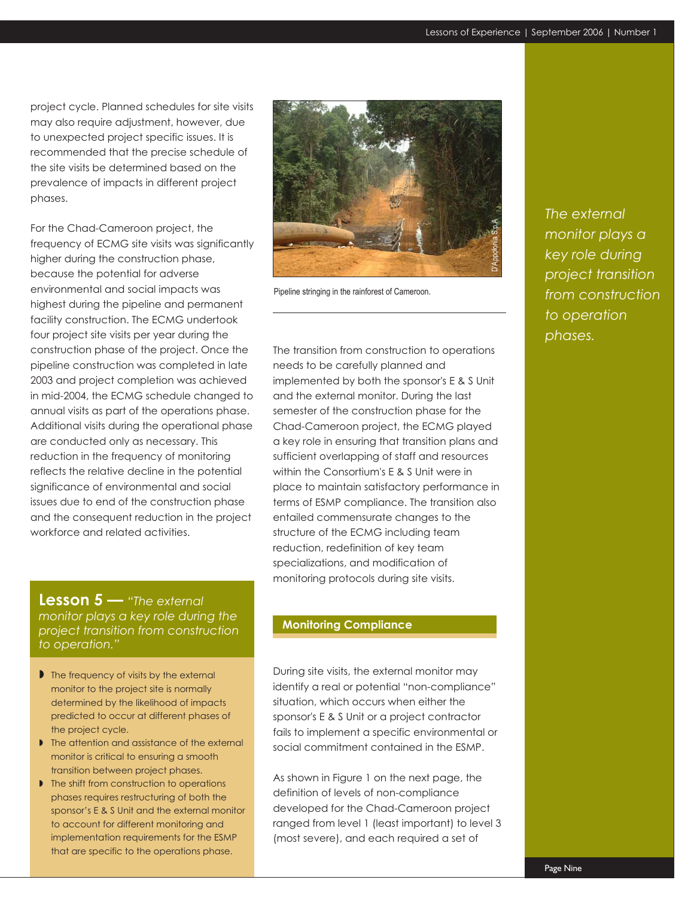project cycle. Planned schedules for site visits may also require adjustment, however, due to unexpected project specific issues. It is recommended that the precise schedule of the site visits be determined based on the prevalence of impacts in different project phases.

For the Chad-Cameroon project, the frequency of ECMG site visits was significantly higher during the construction phase, because the potential for adverse environmental and social impacts was highest during the pipeline and permanent facility construction. The ECMG undertook four project site visits per year during the construction phase of the project. Once the pipeline construction was completed in late 2003 and project completion was achieved in mid-2004, the ECMG schedule changed to annual visits as part of the operations phase. Additional visits during the operational phase are conducted only as necessary. This reduction in the frequency of monitoring reflects the relative decline in the potential significance of environmental and social issues due to end of the construction phase and the consequent reduction in the project workforce and related activities.

### Lesson 5 — *"The external monitor plays a key role during the project transition from construction to operation."*

- The frequency of visits by the external monitor to the project site is normally determined by the likelihood of impacts predicted to occur at different phases of the project cycle.
- The attention and assistance of the external monitor is critical to ensuring a smooth transition between project phases.
- The shift from construction to operations phases requires restructuring of both the sponsor's E & S Unit and the external monitor to account for different monitoring and implementation requirements for the ESMP that are specific to the operations phase.

Pipeline stringing in the rainforest of Cameroon.

The transition from construction to operations needs to be carefully planned and implemented by both the sponsor's E & S Unit and the external monitor. During the last semester of the construction phase for the Chad-Cameroon project, the ECMG played a key role in ensuring that transition plans and sufficient overlapping of staff and resources within the Consortium's E & S Unit were in place to maintain satisfactory performance in terms of ESMP compliance. The transition also entailed commensurate changes to the structure of the ECMG including team reduction, redefinition of key team specializations, and modification of monitoring protocols during site visits.

*The external monitor plays a key role during project transition from construction to operation phases.*

## Monitoring Compliance

During site visits, the external monitor may identify a real or potential "non-compliance" situation, which occurs when either the sponsor's E & S Unit or a project contractor fails to implement a specific environmental or social commitment contained in the ESMP.

As shown in Figure 1 on the next page, the definition of levels of non-compliance developed for the Chad-Cameroon project ranged from level 1 (least important) to level 3 (most severe), and each required a set of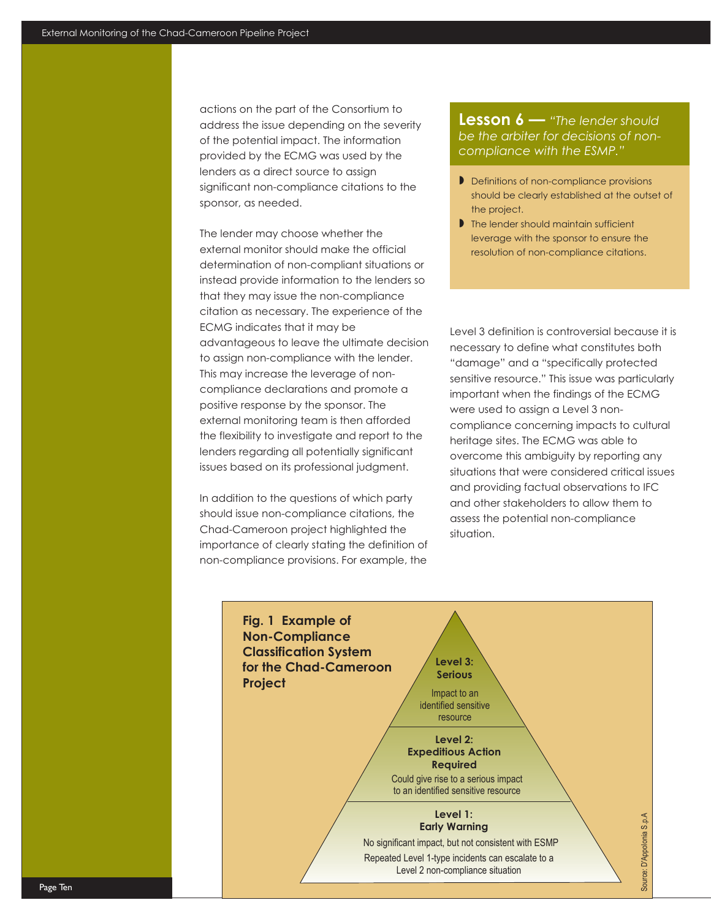actions on the part of the Consortium to address the issue depending on the severity of the potential impact. The information provided by the ECMG was used by the lenders as a direct source to assign significant non-compliance citations to the sponsor, as needed.

The lender may choose whether the external monitor should make the official determination of non-compliant situations or instead provide information to the lenders so that they may issue the non-compliance citation as necessary. The experience of the ECMG indicates that it may be advantageous to leave the ultimate decision to assign non-compliance with the lender. This may increase the leverage of non-compliance declarations and promote a positive response by the sponsor. The external monitoring team is then afforded the flexibility to investigate and report to the lenders regarding all potentially significant issues based on its professional judgment.

In addition to the questions of which party should issue non-compliance citations, the Chad-Cameroon project highlighted the importance of clearly stating the definition of non-compliance provisions. For example, the Level 3 definition is controversial because it is necessary to define what constitutes both "damage" and a "specifically protected sensitive resource." This issue was particularly important when the findings of the ECMG were used to assign a Level 3 non-compliance concerning impacts to cultural heritage sites. The ECMG was able to overcome this ambiguity by reporting any situations that were considered critical issues and providing factual observations to IFC and other stakeholders to allow them to assess the potential non-compliance situation.

> **Lesson 6 —** *"The lender should be the arbiter for decisions of non-compliance with the ESMP."*
>
> - Definitions of non-compliance provisions should be clearly established at the outset of the project.
> - The lender should maintain sufficient leverage with the sponsor to ensure the resolution of non-compliance citations.

**Fig. 1 Example of Non-Compliance Classification System for the Chad-Cameroon Project**

**Level 3: Serious**
Impact to an identified sensitive resource

**Level 2: Expeditious Action Required**
Could give rise to a serious impact to an identified sensitive resource

**Level 1: Early Warning**
No significant impact, but not consistent with ESMP
Repeated Level 1-type incidents can escalate to a Level 2 non-compliance situation

Source: D'Appolonia S.p.A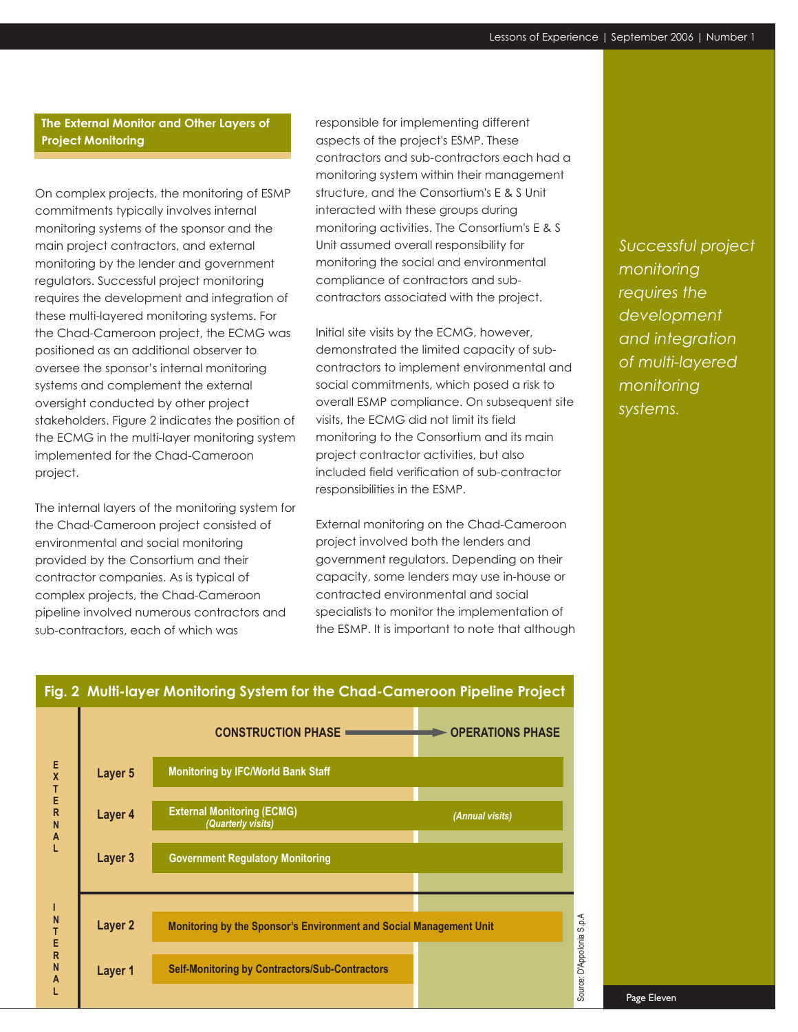## The External Monitor and Other Layers of Project Monitoring

On complex projects, the monitoring of ESMP commitments typically involves internal monitoring systems of the sponsor and the main project contractors, and external monitoring by the lender and government regulators. Successful project monitoring requires the development and integration of these multi-layered monitoring systems. For the Chad-Cameroon project, the ECMG was positioned as an additional observer to oversee the sponsor's internal monitoring systems and complement the external oversight conducted by other project stakeholders. Figure 2 indicates the position of the ECMG in the multi-layer monitoring system implemented for the Chad-Cameroon project.

The internal layers of the monitoring system for the Chad-Cameroon project consisted of environmental and social monitoring provided by the Consortium and their contractor companies. As is typical of complex projects, the Chad-Cameroon pipeline involved numerous contractors and sub-contractors, each of which was responsible for implementing different aspects of the project's ESMP. These contractors and sub-contractors each had a monitoring system within their management structure, and the Consortium's E & S Unit interacted with these groups during monitoring activities. The Consortium's E & S Unit assumed overall responsibility for monitoring the social and environmental compliance of contractors and sub-contractors associated with the project.

Initial site visits by the ECMG, however, demonstrated the limited capacity of sub-contractors to implement environmental and social commitments, which posed a risk to overall ESMP compliance. On subsequent site visits, the ECMG did not limit its field monitoring to the Consortium and its main project contractor activities, but also included field verification of sub-contractor responsibilities in the ESMP.

External monitoring on the Chad-Cameroon project involved both the lenders and government regulators. Depending on their capacity, some lenders may use in-house or contracted environmental and social specialists to monitor the implementation of the ESMP. It is important to note that although

*Successful project monitoring requires the development and integration of multi-layered monitoring systems.*

**Fig. 2 Multi-layer Monitoring System for the Chad-Cameroon Pipeline Project**

| | | CONSTRUCTION PHASE | OPERATIONS PHASE |
|---|---|---|---|
| EXTERNAL | Layer 5 | Monitoring by IFC/World Bank Staff | Monitoring by IFC/World Bank Staff |
| | Layer 4 | External Monitoring (ECMG) *(Quarterly visits)* | *(Annual visits)* |
| | Layer 3 | Government Regulatory Monitoring | Government Regulatory Monitoring |
| INTERNAL | Layer 2 | Monitoring by the Sponsor's Environment and Social Management Unit | Monitoring by the Sponsor's Environment and Social Management Unit |
| | Layer 1 | Self-Monitoring by Contractors/Sub-Contractors | |

Source: D'Appolonia S.p.A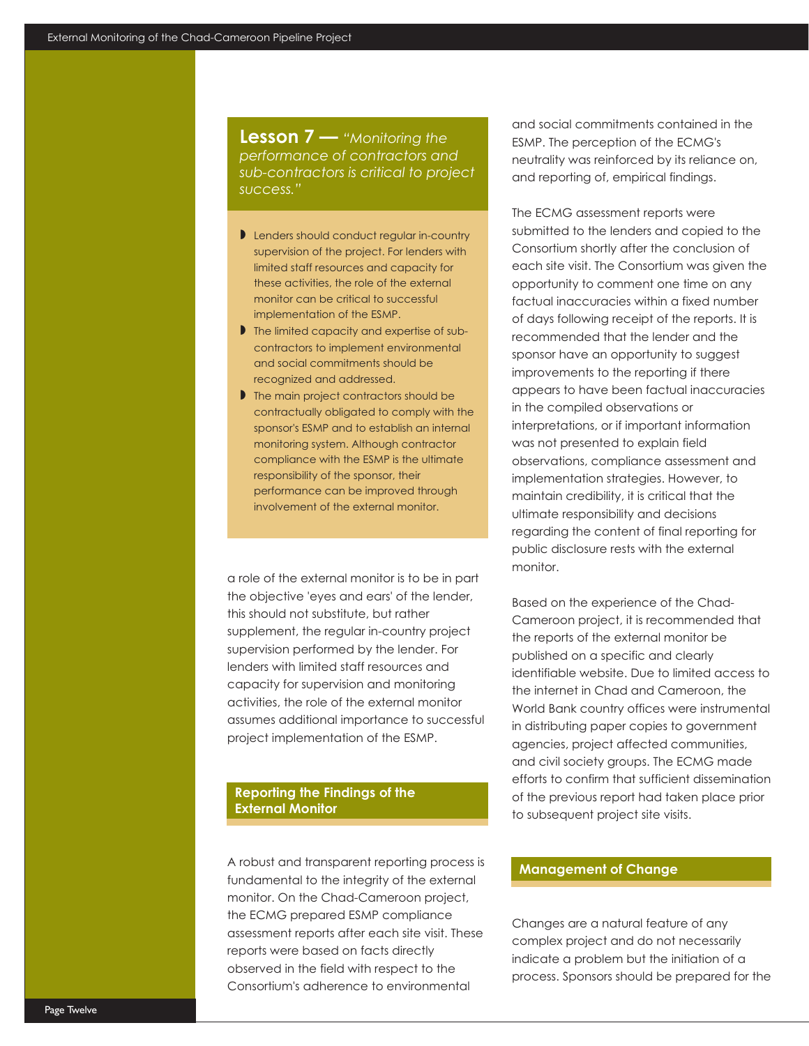**Lesson 7 —** *"Monitoring the performance of contractors and sub-contractors is critical to project success."*

- Lenders should conduct regular in-country supervision of the project. For lenders with limited staff resources and capacity for these activities, the role of the external monitor can be critical to successful implementation of the ESMP.
- The limited capacity and expertise of sub-contractors to implement environmental and social commitments should be recognized and addressed.
- The main project contractors should be contractually obligated to comply with the sponsor's ESMP and to establish an internal monitoring system. Although contractor compliance with the ESMP is the ultimate responsibility of the sponsor, their performance can be improved through involvement of the external monitor.

a role of the external monitor is to be in part the objective 'eyes and ears' of the lender, this should not substitute, but rather supplement, the regular in-country project supervision performed by the lender. For lenders with limited staff resources and capacity for supervision and monitoring activities, the role of the external monitor assumes additional importance to successful project implementation of the ESMP.

## Reporting the Findings of the External Monitor

A robust and transparent reporting process is fundamental to the integrity of the external monitor. On the Chad-Cameroon project, the ECMG prepared ESMP compliance assessment reports after each site visit. These reports were based on facts directly observed in the field with respect to the Consortium's adherence to environmental and social commitments contained in the ESMP. The perception of the ECMG's neutrality was reinforced by its reliance on, and reporting of, empirical findings.

The ECMG assessment reports were submitted to the lenders and copied to the Consortium shortly after the conclusion of each site visit. The Consortium was given the opportunity to comment one time on any factual inaccuracies within a fixed number of days following receipt of the reports. It is recommended that the lender and the sponsor have an opportunity to suggest improvements to the reporting if there appears to have been factual inaccuracies in the compiled observations or interpretations, or if important information was not presented to explain field observations, compliance assessment and implementation strategies. However, to maintain credibility, it is critical that the ultimate responsibility and decisions regarding the content of final reporting for public disclosure rests with the external monitor.

Based on the experience of the Chad-Cameroon project, it is recommended that the reports of the external monitor be published on a specific and clearly identifiable website. Due to limited access to the internet in Chad and Cameroon, the World Bank country offices were instrumental in distributing paper copies to government agencies, project affected communities, and civil society groups. The ECMG made efforts to confirm that sufficient dissemination of the previous report had taken place prior to subsequent project site visits.

## Management of Change

Changes are a natural feature of any complex project and do not necessarily indicate a problem but the initiation of a process. Sponsors should be prepared for the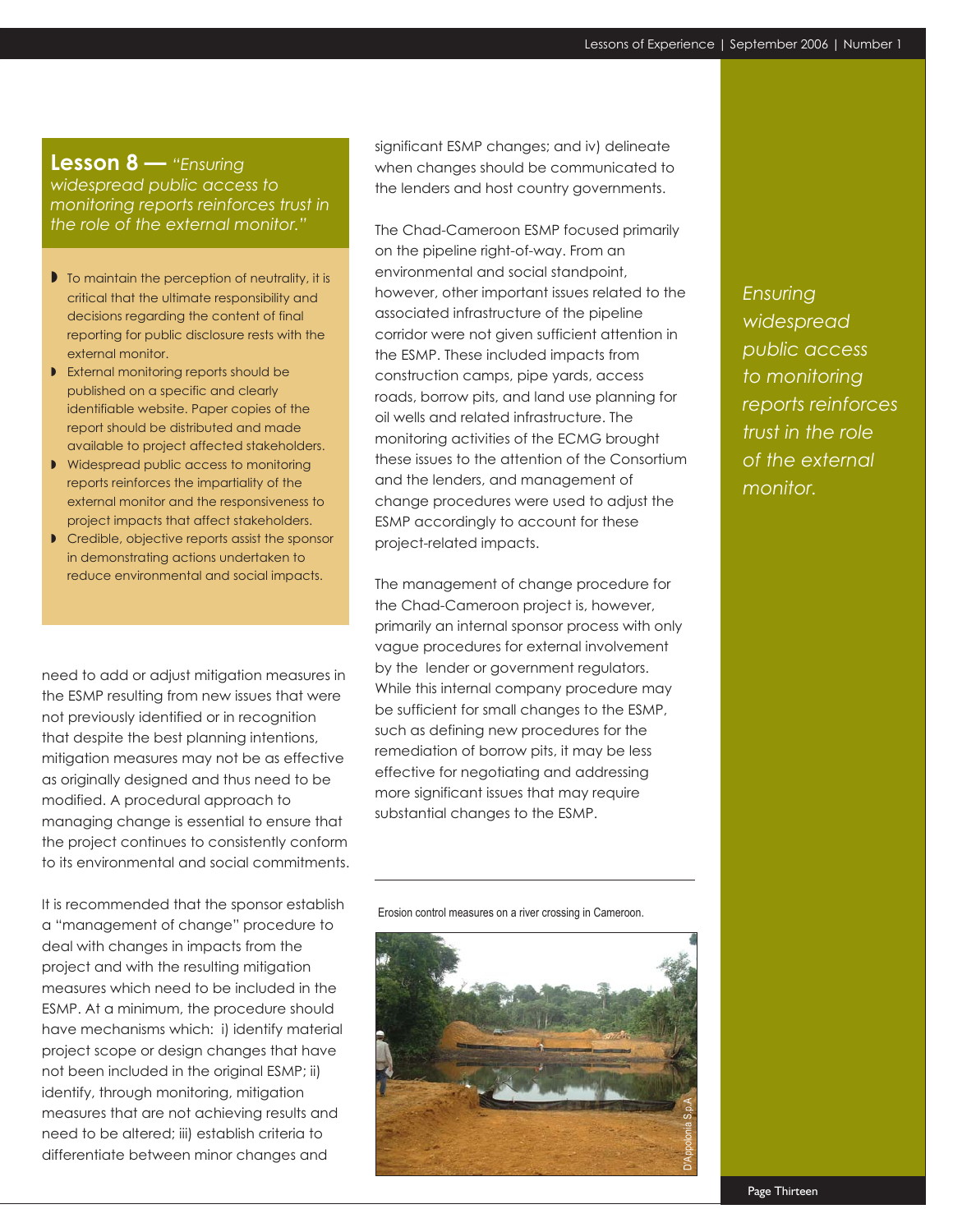## Lesson 8 — *"Ensuring widespread public access to monitoring reports reinforces trust in the role of the external monitor."*

- To maintain the perception of neutrality, it is critical that the ultimate responsibility and decisions regarding the content of final reporting for public disclosure rests with the external monitor.
- External monitoring reports should be published on a specific and clearly identifiable website. Paper copies of the report should be distributed and made available to project affected stakeholders.
- Widespread public access to monitoring reports reinforces the impartiality of the external monitor and the responsiveness to project impacts that affect stakeholders.
- Credible, objective reports assist the sponsor in demonstrating actions undertaken to reduce environmental and social impacts.

need to add or adjust mitigation measures in the ESMP resulting from new issues that were not previously identified or in recognition that despite the best planning intentions, mitigation measures may not be as effective as originally designed and thus need to be modified. A procedural approach to managing change is essential to ensure that the project continues to consistently conform to its environmental and social commitments.

It is recommended that the sponsor establish a "management of change" procedure to deal with changes in impacts from the project and with the resulting mitigation measures which need to be included in the ESMP. At a minimum, the procedure should have mechanisms which: i) identify material project scope or design changes that have not been included in the original ESMP; ii) identify, through monitoring, mitigation measures that are not achieving results and need to be altered; iii) establish criteria to differentiate between minor changes and significant ESMP changes; and iv) delineate when changes should be communicated to the lenders and host country governments.

The Chad-Cameroon ESMP focused primarily on the pipeline right-of-way. From an environmental and social standpoint, however, other important issues related to the associated infrastructure of the pipeline corridor were not given sufficient attention in the ESMP. These included impacts from construction camps, pipe yards, access roads, borrow pits, and land use planning for oil wells and related infrastructure. The monitoring activities of the ECMG brought these issues to the attention of the Consortium and the lenders, and management of change procedures were used to adjust the ESMP accordingly to account for these project-related impacts.

The management of change procedure for the Chad-Cameroon project is, however, primarily an internal sponsor process with only vague procedures for external involvement by the lender or government regulators. While this internal company procedure may be sufficient for small changes to the ESMP, such as defining new procedures for the remediation of borrow pits, it may be less effective for negotiating and addressing more significant issues that may require substantial changes to the ESMP.

Erosion control measures on a river crossing in Cameroon.

D'Appolonia S.p.A

*Ensuring widespread public access to monitoring reports reinforces trust in the role of the external monitor.*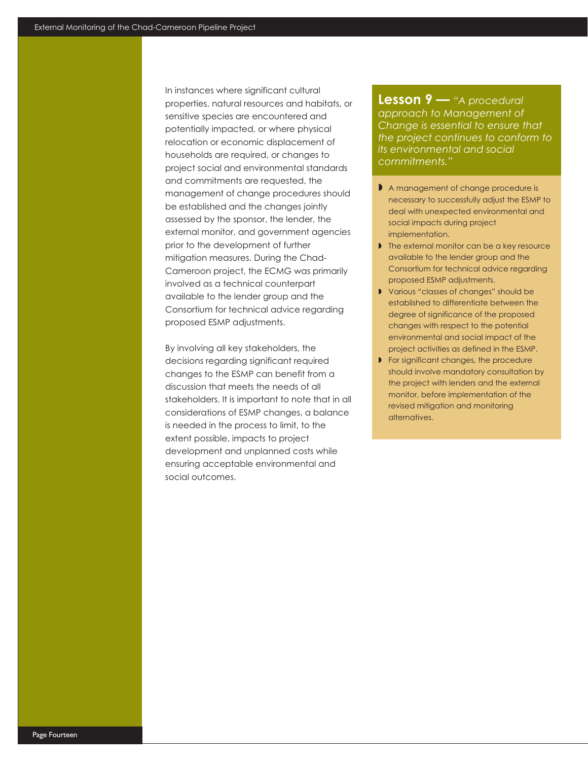In instances where significant cultural properties, natural resources and habitats, or sensitive species are encountered and potentially impacted, or where physical relocation or economic displacement of households are required, or changes to project social and environmental standards and commitments are requested, the management of change procedures should be established and the changes jointly assessed by the sponsor, the lender, the external monitor, and government agencies prior to the development of further mitigation measures. During the Chad-Cameroon project, the ECMG was primarily involved as a technical counterpart available to the lender group and the Consortium for technical advice regarding proposed ESMP adjustments.

By involving all key stakeholders, the decisions regarding significant required changes to the ESMP can benefit from a discussion that meets the needs of all stakeholders. It is important to note that in all considerations of ESMP changes, a balance is needed in the process to limit, to the extent possible, impacts to project development and unplanned costs while ensuring acceptable environmental and social outcomes.

**Lesson 9 —** *"A procedural approach to Management of Change is essential to ensure that the project continues to conform to its environmental and social commitments."*

- A management of change procedure is necessary to successfully adjust the ESMP to deal with unexpected environmental and social impacts during project implementation.
- The external monitor can be a key resource available to the lender group and the Consortium for technical advice regarding proposed ESMP adjustments.
- Various "classes of changes" should be established to differentiate between the degree of significance of the proposed changes with respect to the potential environmental and social impact of the project activities as defined in the ESMP.
- For significant changes, the procedure should involve mandatory consultation by the project with lenders and the external monitor, before implementation of the revised mitigation and monitoring alternatives.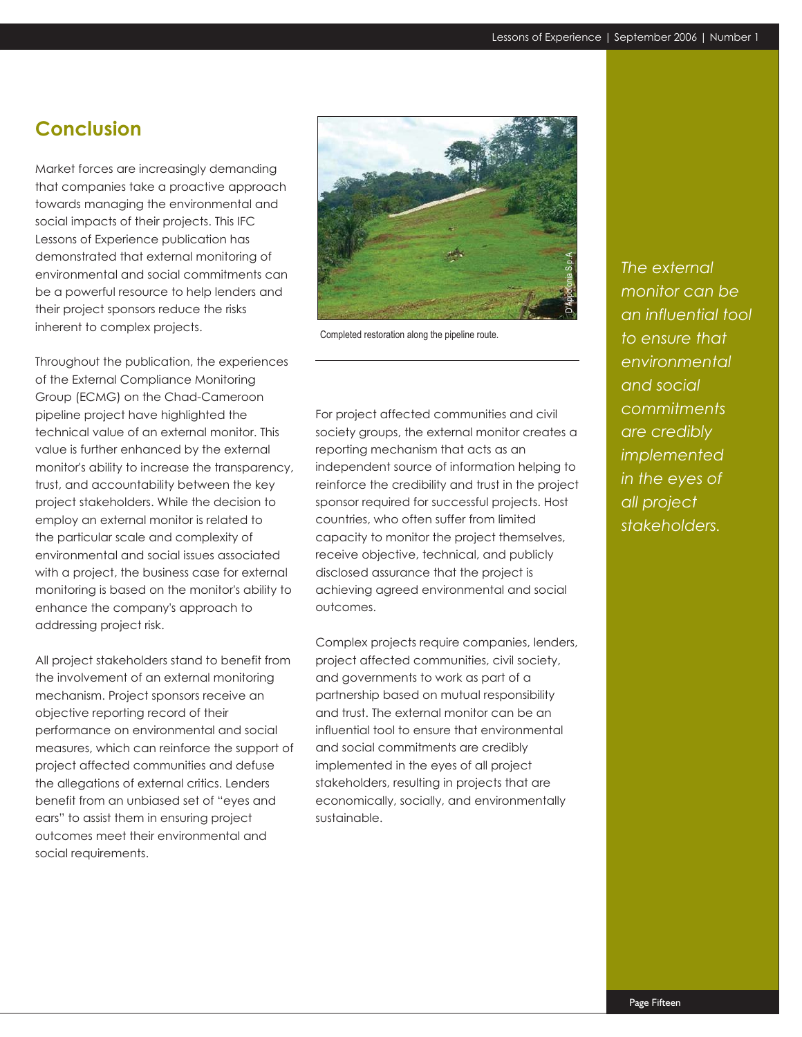## Conclusion

Market forces are increasingly demanding that companies take a proactive approach towards managing the environmental and social impacts of their projects. This IFC Lessons of Experience publication has demonstrated that external monitoring of environmental and social commitments can be a powerful resource to help lenders and their project sponsors reduce the risks inherent to complex projects.

Throughout the publication, the experiences of the External Compliance Monitoring Group (ECMG) on the Chad-Cameroon pipeline project have highlighted the technical value of an external monitor. This value is further enhanced by the external monitor's ability to increase the transparency, trust, and accountability between the key project stakeholders. While the decision to employ an external monitor is related to the particular scale and complexity of environmental and social issues associated with a project, the business case for external monitoring is based on the monitor's ability to enhance the company's approach to addressing project risk.

All project stakeholders stand to benefit from the involvement of an external monitoring mechanism. Project sponsors receive an objective reporting record of their performance on environmental and social measures, which can reinforce the support of project affected communities and defuse the allegations of external critics. Lenders benefit from an unbiased set of "eyes and ears" to assist them in ensuring project outcomes meet their environmental and social requirements.

Completed restoration along the pipeline route.

For project affected communities and civil society groups, the external monitor creates a reporting mechanism that acts as an independent source of information helping to reinforce the credibility and trust in the project sponsor required for successful projects. Host countries, who often suffer from limited capacity to monitor the project themselves, receive objective, technical, and publicly disclosed assurance that the project is achieving agreed environmental and social outcomes.

Complex projects require companies, lenders, project affected communities, civil society, and governments to work as part of a partnership based on mutual responsibility and trust. The external monitor can be an influential tool to ensure that environmental and social commitments are credibly implemented in the eyes of all project stakeholders, resulting in projects that are economically, socially, and environmentally sustainable.

*The external monitor can be an influential tool to ensure that environmental and social commitments are credibly implemented in the eyes of all project stakeholders.*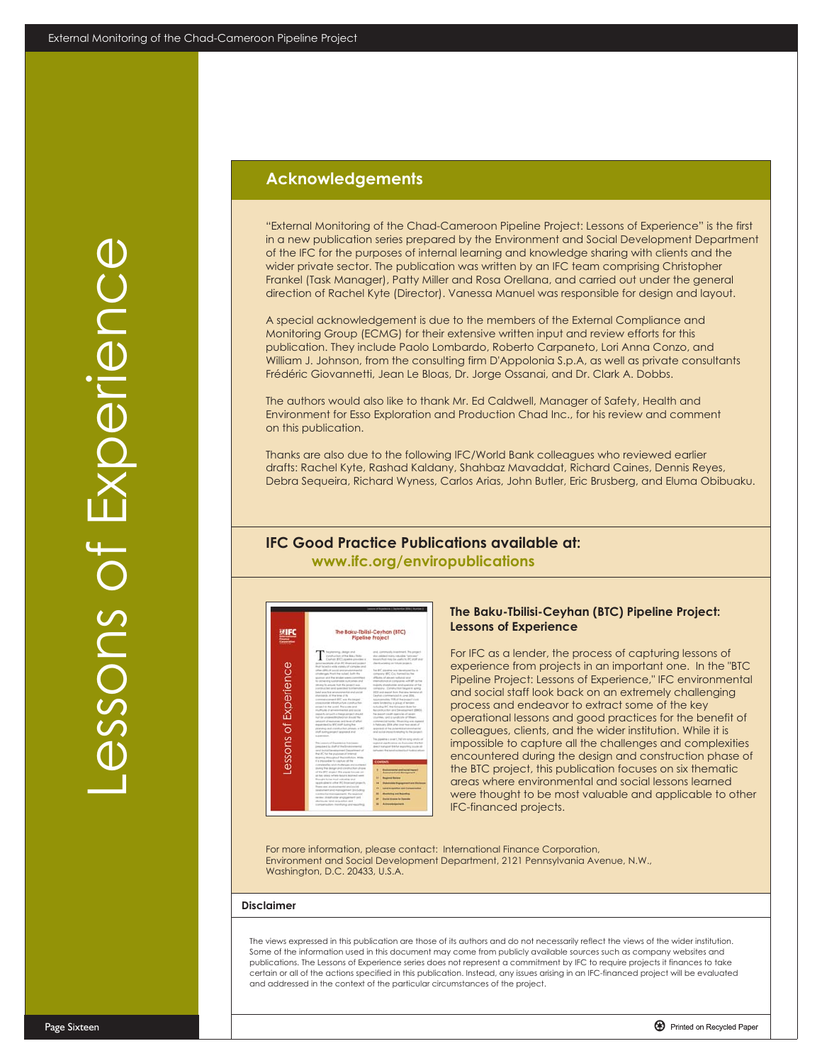## Acknowledgements

"External Monitoring of the Chad-Cameroon Pipeline Project: Lessons of Experience" is the first in a new publication series prepared by the Environment and Social Development Department of the IFC for the purposes of internal learning and knowledge sharing with clients and the wider private sector. The publication was written by an IFC team comprising Christopher Frankel (Task Manager), Patty Miller and Rosa Orellana, and carried out under the general direction of Rachel Kyte (Director). Vanessa Manuel was responsible for design and layout.

A special acknowledgement is due to the members of the External Compliance and Monitoring Group (ECMG) for their extensive written input and review efforts for this publication. They include Paolo Lombardo, Roberto Carpaneto, Lori Anna Conzo, and William J. Johnson, from the consulting firm D'Appolonia S.p.A, as well as private consultants Frédéric Giovannetti, Jean Le Bloas, Dr. Jorge Ossanai, and Dr. Clark A. Dobbs.

The authors would also like to thank Mr. Ed Caldwell, Manager of Safety, Health and Environment for Esso Exploration and Production Chad Inc., for his review and comment on this publication.

Thanks are also due to the following IFC/World Bank colleagues who reviewed earlier drafts: Rachel Kyte, Rashad Kaldany, Shahbaz Mavaddat, Richard Caines, Dennis Reyes, Debra Sequeira, Richard Wyness, Carlos Arias, John Butler, Eric Brusberg, and Eluma Obibuaku.

## IFC Good Practice Publications available at:

**www.ifc.org/enviropublications**

### The Baku-Tbilisi-Ceyhan (BTC) Pipeline Project: Lessons of Experience

For IFC as a lender, the process of capturing lessons of experience from projects in an important one. In the "BTC Pipeline Project: Lessons of Experience," IFC environmental and social staff look back on an extremely challenging process and endeavor to extract some of the key operational lessons and good practices for the benefit of colleagues, clients, and the wider institution. While it is impossible to capture all the challenges and complexities encountered during the design and construction phase of the BTC project, this publication focuses on six thematic areas where environmental and social lessons learned were thought to be most valuable and applicable to other IFC-financed projects.

For more information, please contact: International Finance Corporation, Environment and Social Development Department, 2121 Pennsylvania Avenue, N.W., Washington, D.C. 20433, U.S.A.

### Disclaimer

The views expressed in this publication are those of its authors and do not necessarily reflect the views of the wider institution. Some of the information used in this document may come from publicly available sources such as company websites and publications. The Lessons of Experience series does not represent a commitment by IFC to require projects it finances to take certain or all of the actions specified in this publication. Instead, any issues arising in an IFC-financed project will be evaluated and addressed in the context of the particular circumstances of the project.

Printed on Recycled Paper